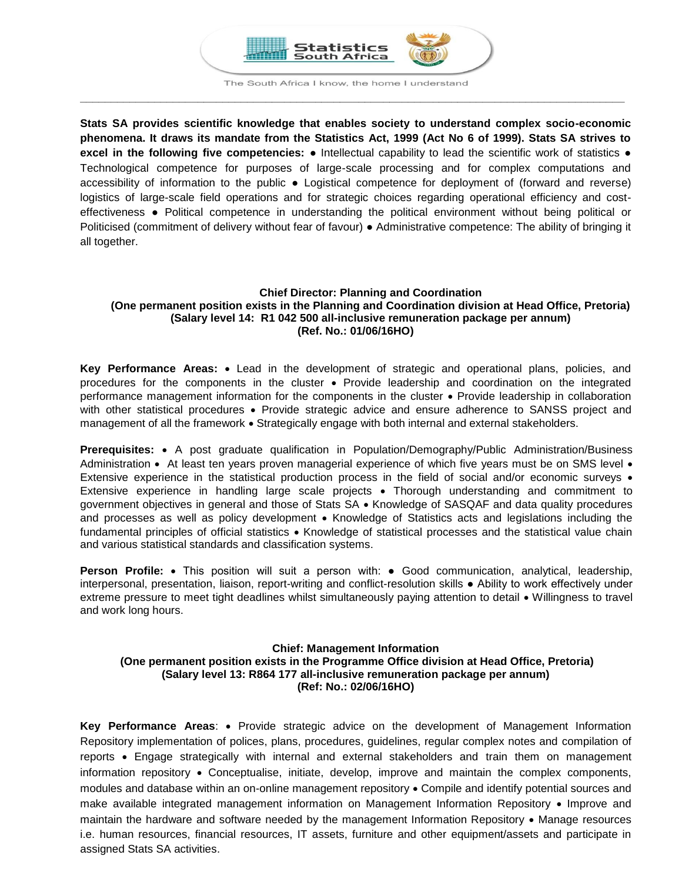Statistics South Africa

The South Africa I know, the home I understand

**Stats SA provides scientific knowledge that enables society to understand complex socio-economic phenomena. It draws its mandate from the Statistics Act, 1999 (Act No 6 of 1999). Stats SA strives to excel in the following five competencies:** ● Intellectual capability to lead the scientific work of statistics ● Technological competence for purposes of large-scale processing and for complex computations and accessibility of information to the public ● Logistical competence for deployment of (forward and reverse) logistics of large-scale field operations and for strategic choices regarding operational efficiency and cost-effectiveness ● Political competence in understanding the political environment without being political or Politicised (commitment of delivery without fear of favour) ● Administrative competence: The ability of bringing it all together.

**Chief Director: Planning and Coordination**
**(One permanent position exists in the Planning and Coordination division at Head Office, Pretoria)**
**(Salary level 14: R1 042 500 all-inclusive remuneration package per annum)**
**(Ref. No.: 01/06/16HO)**

**Key Performance Areas:** • Lead in the development of strategic and operational plans, policies, and procedures for the components in the cluster • Provide leadership and coordination on the integrated performance management information for the components in the cluster • Provide leadership in collaboration with other statistical procedures • Provide strategic advice and ensure adherence to SANSS project and management of all the framework • Strategically engage with both internal and external stakeholders.

**Prerequisites:** • A post graduate qualification in Population/Demography/Public Administration/Business Administration • At least ten years proven managerial experience of which five years must be on SMS level • Extensive experience in the statistical production process in the field of social and/or economic surveys • Extensive experience in handling large scale projects • Thorough understanding and commitment to government objectives in general and those of Stats SA • Knowledge of SASQAF and data quality procedures and processes as well as policy development • Knowledge of Statistics acts and legislations including the fundamental principles of official statistics • Knowledge of statistical processes and the statistical value chain and various statistical standards and classification systems.

**Person Profile:** • This position will suit a person with: ● Good communication, analytical, leadership, interpersonal, presentation, liaison, report-writing and conflict-resolution skills ● Ability to work effectively under extreme pressure to meet tight deadlines whilst simultaneously paying attention to detail • Willingness to travel and work long hours.

**Chief: Management Information**
**(One permanent position exists in the Programme Office division at Head Office, Pretoria)**
**(Salary level 13: R864 177 all-inclusive remuneration package per annum)**
**(Ref: No.: 02/06/16HO)**

**Key Performance Areas**: • Provide strategic advice on the development of Management Information Repository implementation of polices, plans, procedures, guidelines, regular complex notes and compilation of reports • Engage strategically with internal and external stakeholders and train them on management information repository • Conceptualise, initiate, develop, improve and maintain the complex components, modules and database within an on-online management repository • Compile and identify potential sources and make available integrated management information on Management Information Repository • Improve and maintain the hardware and software needed by the management Information Repository • Manage resources i.e. human resources, financial resources, IT assets, furniture and other equipment/assets and participate in assigned Stats SA activities.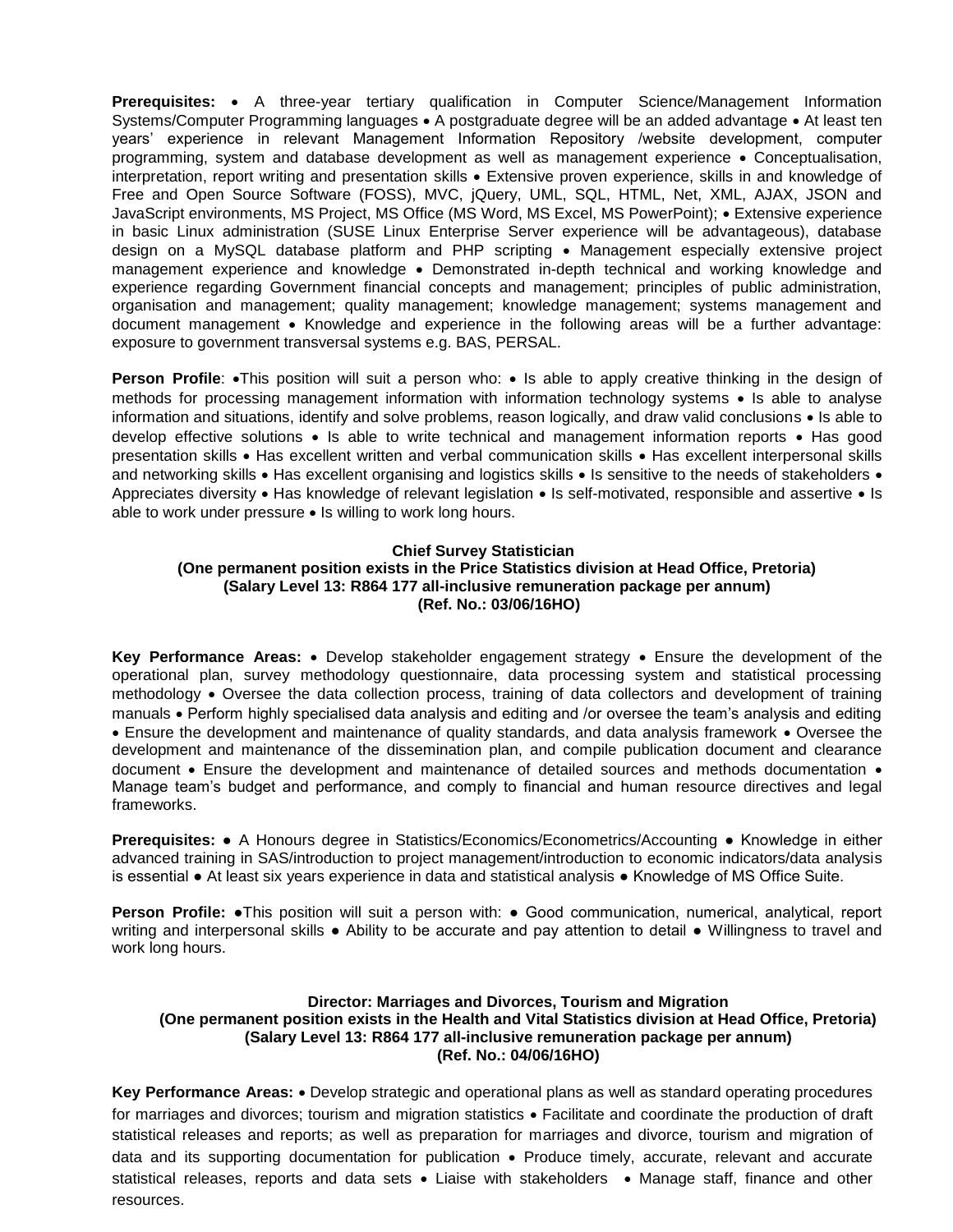**Prerequisites:** • A three-year tertiary qualification in Computer Science/Management Information Systems/Computer Programming languages • A postgraduate degree will be an added advantage • At least ten years' experience in relevant Management Information Repository /website development, computer programming, system and database development as well as management experience • Conceptualisation, interpretation, report writing and presentation skills • Extensive proven experience, skills in and knowledge of Free and Open Source Software (FOSS), MVC, jQuery, UML, SQL, HTML, Net, XML, AJAX, JSON and JavaScript environments, MS Project, MS Office (MS Word, MS Excel, MS PowerPoint); • Extensive experience in basic Linux administration (SUSE Linux Enterprise Server experience will be advantageous), database design on a MySQL database platform and PHP scripting • Management especially extensive project management experience and knowledge • Demonstrated in-depth technical and working knowledge and experience regarding Government financial concepts and management; principles of public administration, organisation and management; quality management; knowledge management; systems management and document management • Knowledge and experience in the following areas will be a further advantage: exposure to government transversal systems e.g. BAS, PERSAL.

**Person Profile**: •This position will suit a person who: • Is able to apply creative thinking in the design of methods for processing management information with information technology systems • Is able to analyse information and situations, identify and solve problems, reason logically, and draw valid conclusions • Is able to develop effective solutions • Is able to write technical and management information reports • Has good presentation skills • Has excellent written and verbal communication skills • Has excellent interpersonal skills and networking skills • Has excellent organising and logistics skills • Is sensitive to the needs of stakeholders • Appreciates diversity • Has knowledge of relevant legislation • Is self-motivated, responsible and assertive • Is able to work under pressure • Is willing to work long hours.

**Chief Survey Statistician**
**(One permanent position exists in the Price Statistics division at Head Office, Pretoria)**
**(Salary Level 13: R864 177 all-inclusive remuneration package per annum)**
**(Ref. No.: 03/06/16HO)**

**Key Performance Areas:** • Develop stakeholder engagement strategy • Ensure the development of the operational plan, survey methodology questionnaire, data processing system and statistical processing methodology • Oversee the data collection process, training of data collectors and development of training manuals • Perform highly specialised data analysis and editing and /or oversee the team's analysis and editing • Ensure the development and maintenance of quality standards, and data analysis framework • Oversee the development and maintenance of the dissemination plan, and compile publication document and clearance document • Ensure the development and maintenance of detailed sources and methods documentation • Manage team's budget and performance, and comply to financial and human resource directives and legal frameworks.

**Prerequisites:** ● A Honours degree in Statistics/Economics/Econometrics/Accounting ● Knowledge in either advanced training in SAS/introduction to project management/introduction to economic indicators/data analysis is essential ● At least six years experience in data and statistical analysis ● Knowledge of MS Office Suite.

**Person Profile:** ●This position will suit a person with: ● Good communication, numerical, analytical, report writing and interpersonal skills ● Ability to be accurate and pay attention to detail ● Willingness to travel and work long hours.

**Director: Marriages and Divorces, Tourism and Migration**
**(One permanent position exists in the Health and Vital Statistics division at Head Office, Pretoria)**
**(Salary Level 13: R864 177 all-inclusive remuneration package per annum)**
**(Ref. No.: 04/06/16HO)**

**Key Performance Areas:** • Develop strategic and operational plans as well as standard operating procedures for marriages and divorces; tourism and migration statistics • Facilitate and coordinate the production of draft statistical releases and reports; as well as preparation for marriages and divorce, tourism and migration of data and its supporting documentation for publication • Produce timely, accurate, relevant and accurate statistical releases, reports and data sets • Liaise with stakeholders • Manage staff, finance and other resources.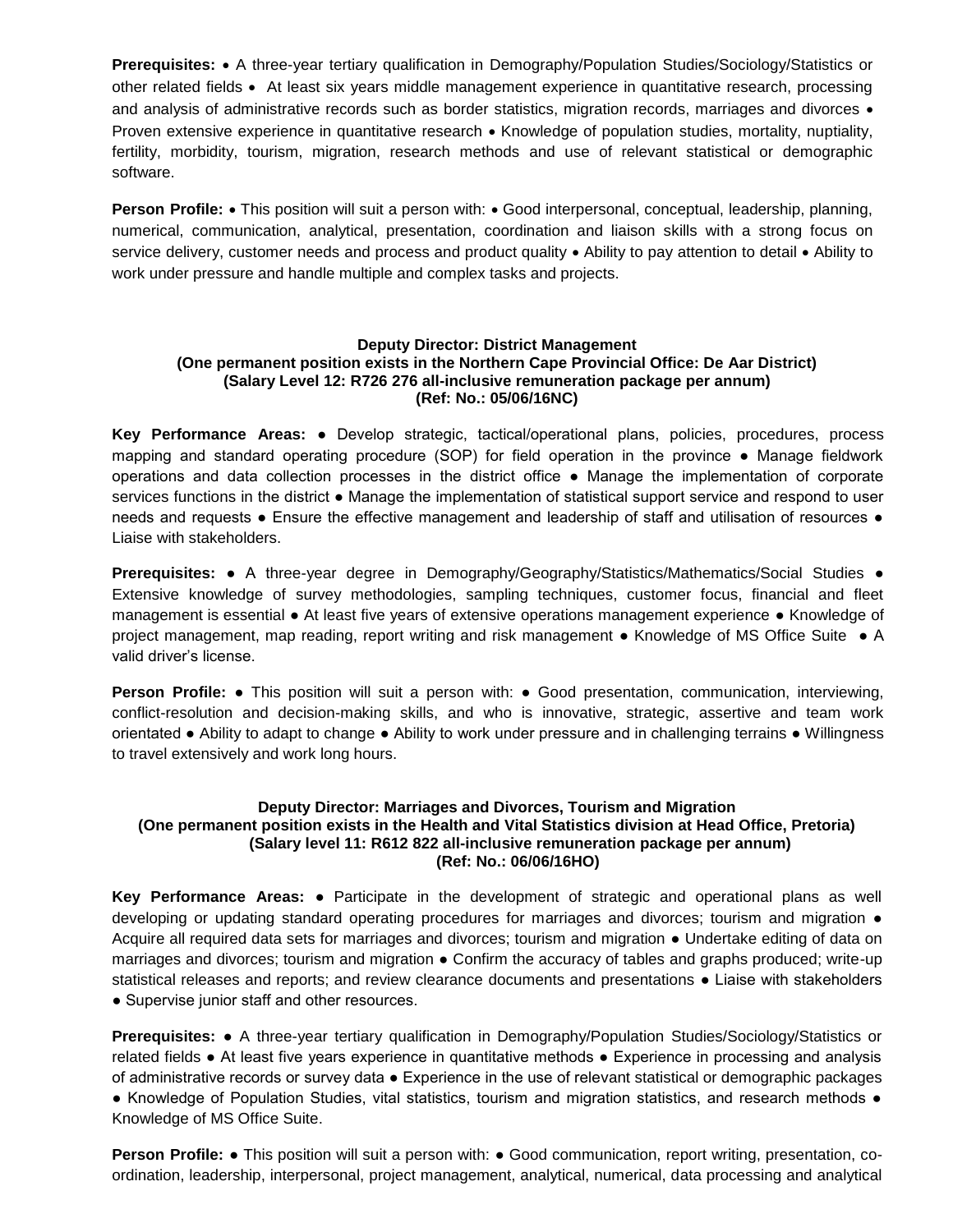**Prerequisites:** • A three-year tertiary qualification in Demography/Population Studies/Sociology/Statistics or other related fields • At least six years middle management experience in quantitative research, processing and analysis of administrative records such as border statistics, migration records, marriages and divorces • Proven extensive experience in quantitative research • Knowledge of population studies, mortality, nuptiality, fertility, morbidity, tourism, migration, research methods and use of relevant statistical or demographic software.

**Person Profile:** • This position will suit a person with: • Good interpersonal, conceptual, leadership, planning, numerical, communication, analytical, presentation, coordination and liaison skills with a strong focus on service delivery, customer needs and process and product quality • Ability to pay attention to detail • Ability to work under pressure and handle multiple and complex tasks and projects.

### Deputy Director: District Management
**(One permanent position exists in the Northern Cape Provincial Office: De Aar District)**
**(Salary Level 12: R726 276 all-inclusive remuneration package per annum)**
**(Ref: No.: 05/06/16NC)**

**Key Performance Areas:** ● Develop strategic, tactical/operational plans, policies, procedures, process mapping and standard operating procedure (SOP) for field operation in the province ● Manage fieldwork operations and data collection processes in the district office ● Manage the implementation of corporate services functions in the district ● Manage the implementation of statistical support service and respond to user needs and requests ● Ensure the effective management and leadership of staff and utilisation of resources ● Liaise with stakeholders.

**Prerequisites:** ● A three-year degree in Demography/Geography/Statistics/Mathematics/Social Studies ● Extensive knowledge of survey methodologies, sampling techniques, customer focus, financial and fleet management is essential ● At least five years of extensive operations management experience ● Knowledge of project management, map reading, report writing and risk management ● Knowledge of MS Office Suite ● A valid driver's license.

**Person Profile:** ● This position will suit a person with: ● Good presentation, communication, interviewing, conflict-resolution and decision-making skills, and who is innovative, strategic, assertive and team work orientated ● Ability to adapt to change ● Ability to work under pressure and in challenging terrains ● Willingness to travel extensively and work long hours.

### Deputy Director: Marriages and Divorces, Tourism and Migration
**(One permanent position exists in the Health and Vital Statistics division at Head Office, Pretoria)**
**(Salary level 11: R612 822 all-inclusive remuneration package per annum)**
**(Ref: No.: 06/06/16HO)**

**Key Performance Areas:** ● Participate in the development of strategic and operational plans as well developing or updating standard operating procedures for marriages and divorces; tourism and migration ● Acquire all required data sets for marriages and divorces; tourism and migration ● Undertake editing of data on marriages and divorces; tourism and migration ● Confirm the accuracy of tables and graphs produced; write-up statistical releases and reports; and review clearance documents and presentations ● Liaise with stakeholders ● Supervise junior staff and other resources.

**Prerequisites:** ● A three-year tertiary qualification in Demography/Population Studies/Sociology/Statistics or related fields ● At least five years experience in quantitative methods ● Experience in processing and analysis of administrative records or survey data ● Experience in the use of relevant statistical or demographic packages ● Knowledge of Population Studies, vital statistics, tourism and migration statistics, and research methods ● Knowledge of MS Office Suite.

**Person Profile:** ● This position will suit a person with: ● Good communication, report writing, presentation, co-ordination, leadership, interpersonal, project management, analytical, numerical, data processing and analytical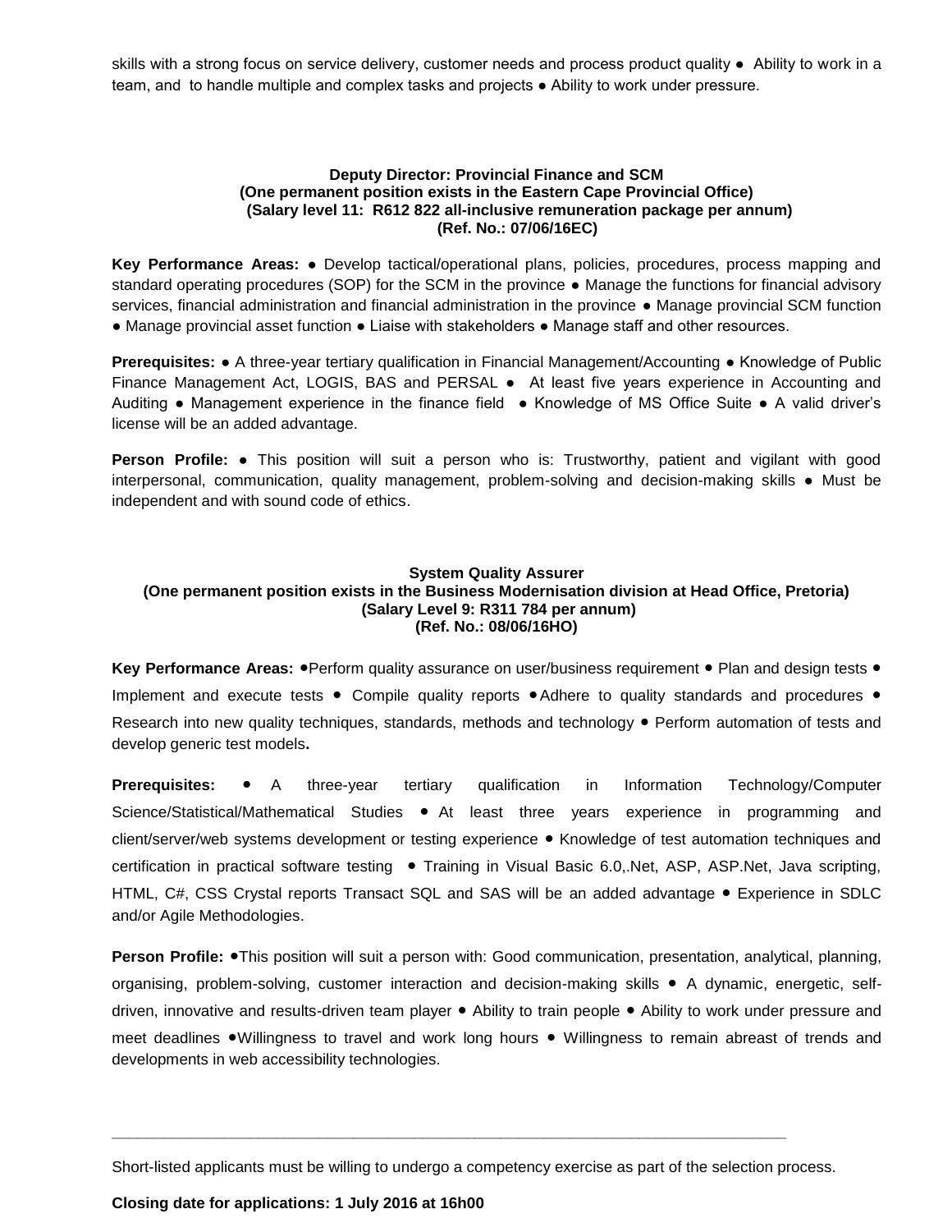skills with a strong focus on service delivery, customer needs and process product quality ● Ability to work in a team, and to handle multiple and complex tasks and projects ● Ability to work under pressure.

**Deputy Director: Provincial Finance and SCM**
**(One permanent position exists in the Eastern Cape Provincial Office)**
**(Salary level 11: R612 822 all-inclusive remuneration package per annum)**
**(Ref. No.: 07/06/16EC)**

**Key Performance Areas:** ● Develop tactical/operational plans, policies, procedures, process mapping and standard operating procedures (SOP) for the SCM in the province ● Manage the functions for financial advisory services, financial administration and financial administration in the province ● Manage provincial SCM function ● Manage provincial asset function ● Liaise with stakeholders ● Manage staff and other resources.

**Prerequisites:** ● A three-year tertiary qualification in Financial Management/Accounting ● Knowledge of Public Finance Management Act, LOGIS, BAS and PERSAL ● At least five years experience in Accounting and Auditing ● Management experience in the finance field ● Knowledge of MS Office Suite ● A valid driver's license will be an added advantage.

**Person Profile:** ● This position will suit a person who is: Trustworthy, patient and vigilant with good interpersonal, communication, quality management, problem-solving and decision-making skills ● Must be independent and with sound code of ethics.

**System Quality Assurer**
**(One permanent position exists in the Business Modernisation division at Head Office, Pretoria)**
**(Salary Level 9: R311 784 per annum)**
**(Ref. No.: 08/06/16HO)**

**Key Performance Areas:** ●Perform quality assurance on user/business requirement ● Plan and design tests ● Implement and execute tests ● Compile quality reports ● Adhere to quality standards and procedures ● Research into new quality techniques, standards, methods and technology ● Perform automation of tests and develop generic test models**.**

**Prerequisites:** ● A three-year tertiary qualification in Information Technology/Computer Science/Statistical/Mathematical Studies ● At least three years experience in programming and client/server/web systems development or testing experience ● Knowledge of test automation techniques and certification in practical software testing ● Training in Visual Basic 6.0,.Net, ASP, ASP.Net, Java scripting, HTML, C#, CSS Crystal reports Transact SQL and SAS will be an added advantage ● Experience in SDLC and/or Agile Methodologies.

**Person Profile:** ●This position will suit a person with: Good communication, presentation, analytical, planning, organising, problem-solving, customer interaction and decision-making skills ● A dynamic, energetic, self-driven, innovative and results-driven team player ● Ability to train people ● Ability to work under pressure and meet deadlines ●Willingness to travel and work long hours ● Willingness to remain abreast of trends and developments in web accessibility technologies.

---

Short-listed applicants must be willing to undergo a competency exercise as part of the selection process.

**Closing date for applications: 1 July 2016 at 16h00**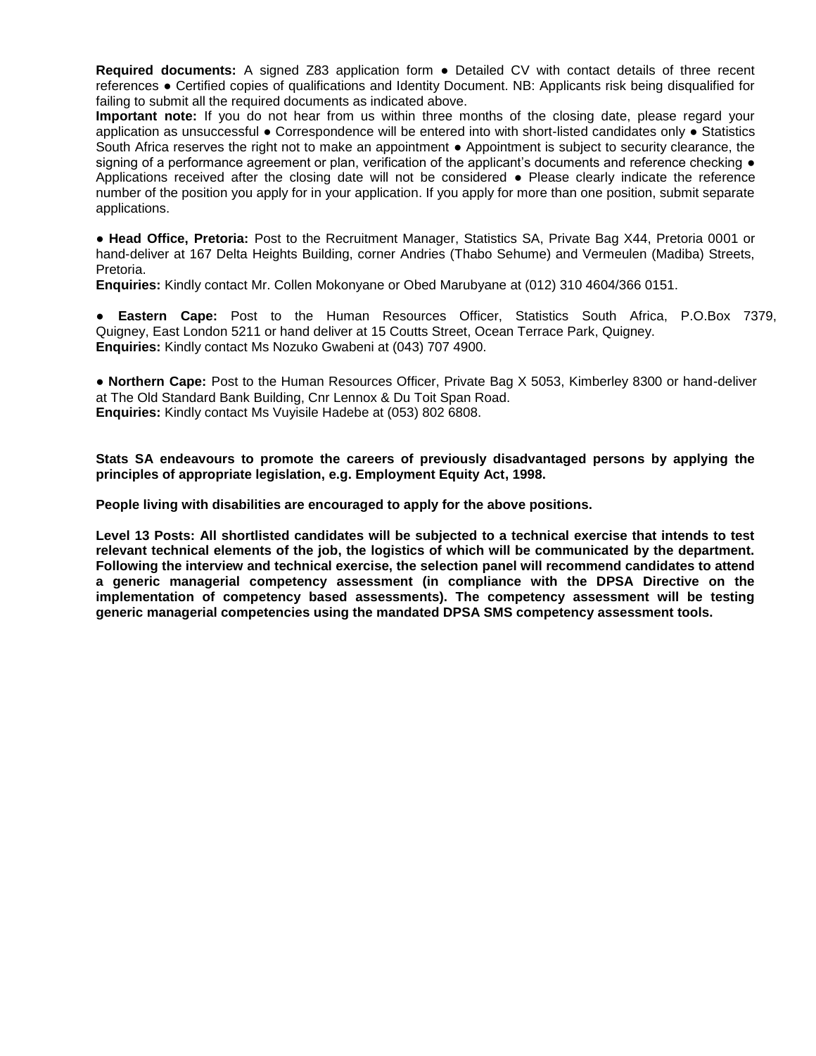**Required documents:** A signed Z83 application form ● Detailed CV with contact details of three recent references ● Certified copies of qualifications and Identity Document. NB: Applicants risk being disqualified for failing to submit all the required documents as indicated above.
**Important note:** If you do not hear from us within three months of the closing date, please regard your application as unsuccessful ● Correspondence will be entered into with short-listed candidates only ● Statistics South Africa reserves the right not to make an appointment ● Appointment is subject to security clearance, the signing of a performance agreement or plan, verification of the applicant's documents and reference checking ● Applications received after the closing date will not be considered ● Please clearly indicate the reference number of the position you apply for in your application. If you apply for more than one position, submit separate applications.

● **Head Office, Pretoria:** Post to the Recruitment Manager, Statistics SA, Private Bag X44, Pretoria 0001 or hand-deliver at 167 Delta Heights Building, corner Andries (Thabo Sehume) and Vermeulen (Madiba) Streets, Pretoria.
**Enquiries:** Kindly contact Mr. Collen Mokonyane or Obed Marubyane at (012) 310 4604/366 0151.

● **Eastern Cape:** Post to the Human Resources Officer, Statistics South Africa, P.O.Box 7379, Quigney, East London 5211 or hand deliver at 15 Coutts Street, Ocean Terrace Park, Quigney.
**Enquiries:** Kindly contact Ms Nozuko Gwabeni at (043) 707 4900.

● **Northern Cape:** Post to the Human Resources Officer, Private Bag X 5053, Kimberley 8300 or hand-deliver at The Old Standard Bank Building, Cnr Lennox & Du Toit Span Road.
**Enquiries:** Kindly contact Ms Vuyisile Hadebe at (053) 802 6808.

**Stats SA endeavours to promote the careers of previously disadvantaged persons by applying the principles of appropriate legislation, e.g. Employment Equity Act, 1998.**

**People living with disabilities are encouraged to apply for the above positions.**

**Level 13 Posts: All shortlisted candidates will be subjected to a technical exercise that intends to test relevant technical elements of the job, the logistics of which will be communicated by the department. Following the interview and technical exercise, the selection panel will recommend candidates to attend a generic managerial competency assessment (in compliance with the DPSA Directive on the implementation of competency based assessments). The competency assessment will be testing generic managerial competencies using the mandated DPSA SMS competency assessment tools.**